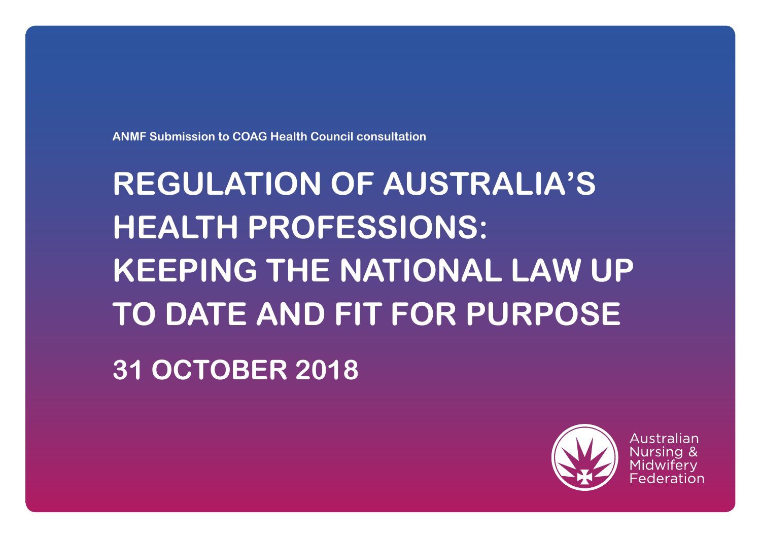ANMF Submission to COAG Health Council consultation

# REGULATION OF AUSTRALIA'S HEALTH PROFESSIONS: KEEPING THE NATIONAL LAW UP TO DATE AND FIT FOR PURPOSE

## 31 OCTOBER 2018

Australian Nursing & Midwifery Federation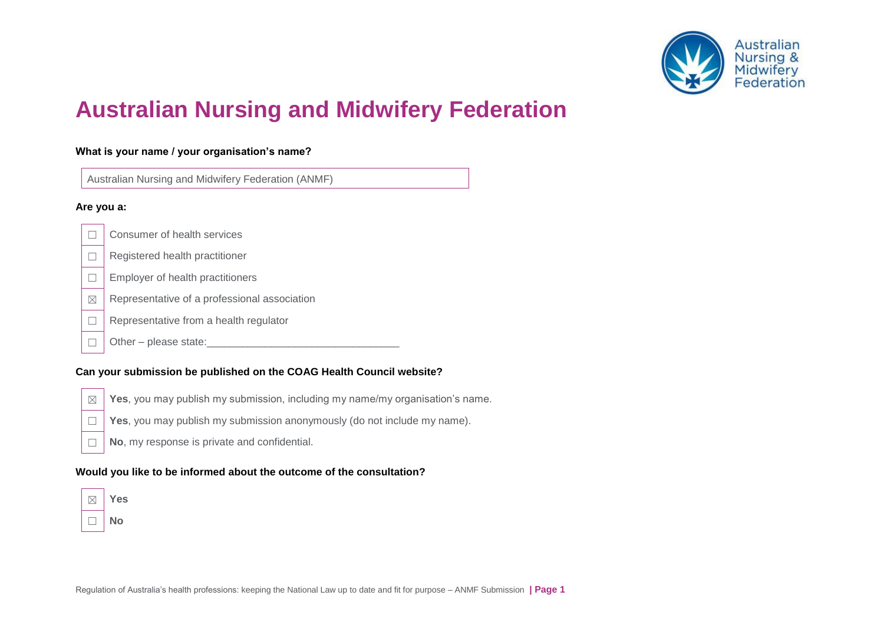# Australian Nursing and Midwifery Federation

**What is your name / your organisation's name?**

Australian Nursing and Midwifery Federation (ANMF)

**Are you a:**

- ☐ Consumer of health services
- ☐ Registered health practitioner
- ☐ Employer of health practitioners
- ☒ Representative of a professional association
- ☐ Representative from a health regulator
- ☐ Other – please state:________________________________

**Can your submission be published on the COAG Health Council website?**

- ☒ **Yes**, you may publish my submission, including my name/my organisation's name.
- ☐ **Yes**, you may publish my submission anonymously (do not include my name).
- ☐ **No**, my response is private and confidential.

**Would you like to be informed about the outcome of the consultation?**

- ☒ **Yes**
- ☐ **No**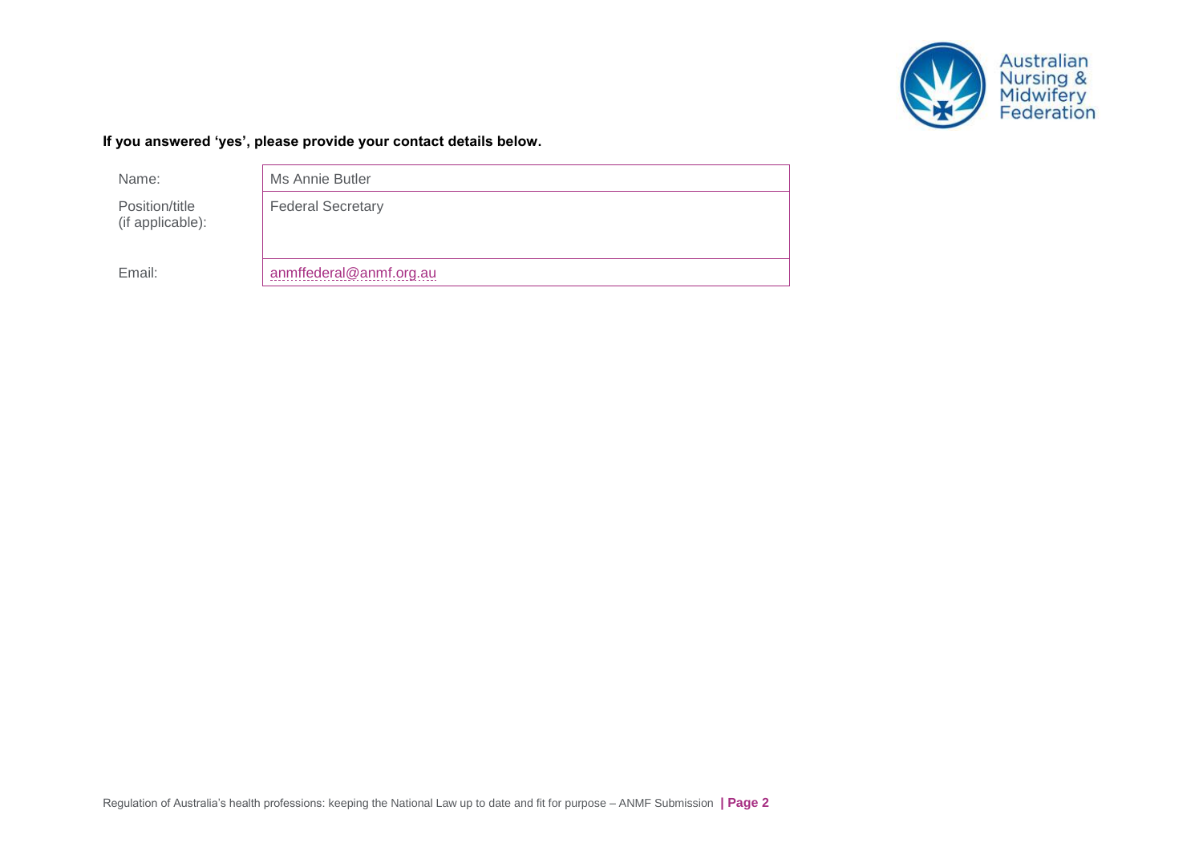**If you answered 'yes', please provide your contact details below.**

| Name: | Ms Annie Butler |
|---|---|
| Position/title (if applicable): | Federal Secretary |
| Email: | anmffederal@anmf.org.au |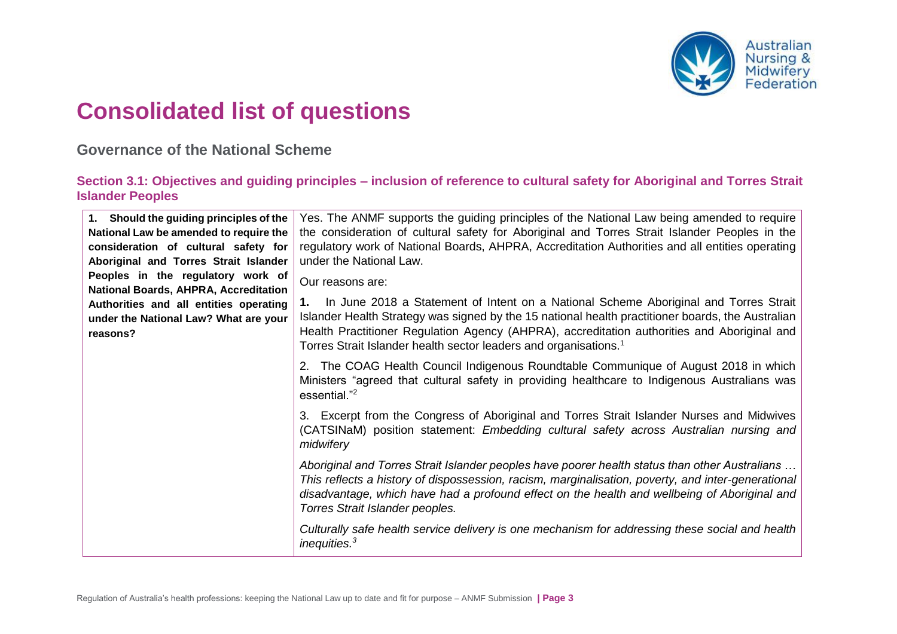# Consolidated list of questions

## Governance of the National Scheme

### Section 3.1: Objectives and guiding principles – inclusion of reference to cultural safety for Aboriginal and Torres Strait Islander Peoples

| | |
|---|---|
| **1. Should the guiding principles of the National Law be amended to require the consideration of cultural safety for Aboriginal and Torres Strait Islander Peoples in the regulatory work of National Boards, AHPRA, Accreditation Authorities and all entities operating under the National Law? What are your reasons?** | Yes. The ANMF supports the guiding principles of the National Law being amended to require the consideration of cultural safety for Aboriginal and Torres Strait Islander Peoples in the regulatory work of National Boards, AHPRA, Accreditation Authorities and all entities operating under the National Law.<br><br>Our reasons are:<br><br>**1.** In June 2018 a Statement of Intent on a National Scheme Aboriginal and Torres Strait Islander Health Strategy was signed by the 15 national health practitioner boards, the Australian Health Practitioner Regulation Agency (AHPRA), accreditation authorities and Aboriginal and Torres Strait Islander health sector leaders and organisations.[1]<br><br>2. The COAG Health Council Indigenous Roundtable Communique of August 2018 in which Ministers "agreed that cultural safety in providing healthcare to Indigenous Australians was essential."[2]<br><br>3. Excerpt from the Congress of Aboriginal and Torres Strait Islander Nurses and Midwives (CATSINaM) position statement: *Embedding cultural safety across Australian nursing and midwifery*<br><br>*Aboriginal and Torres Strait Islander peoples have poorer health status than other Australians … This reflects a history of dispossession, racism, marginalisation, poverty, and inter-generational disadvantage, which have had a profound effect on the health and wellbeing of Aboriginal and Torres Strait Islander peoples.*<br><br>*Culturally safe health service delivery is one mechanism for addressing these social and health inequities.*[3] |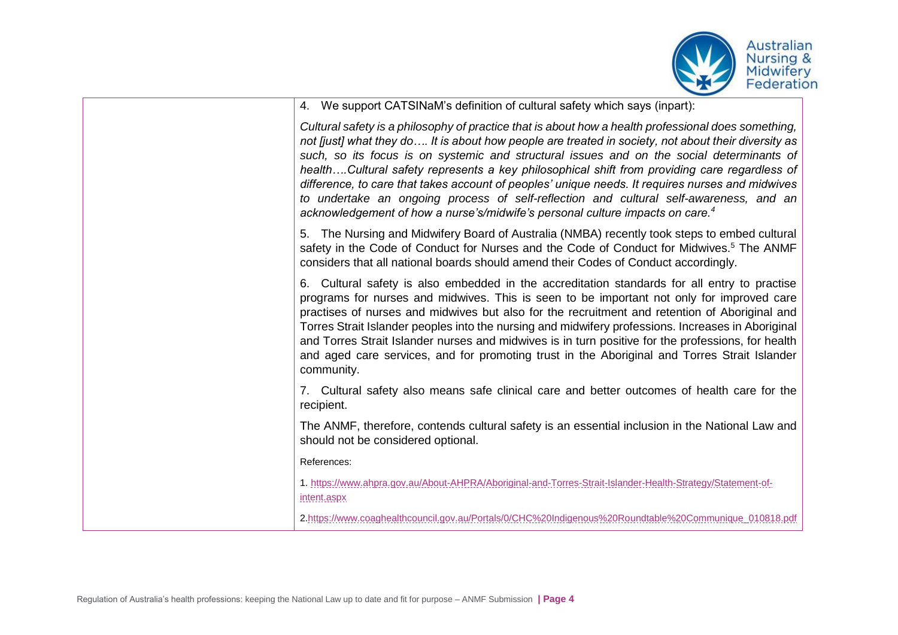4. We support CATSINaM's definition of cultural safety which says (inpart):

*Cultural safety is a philosophy of practice that is about how a health professional does something, not [just] what they do…. It is about how people are treated in society, not about their diversity as such, so its focus is on systemic and structural issues and on the social determinants of health….Cultural safety represents a key philosophical shift from providing care regardless of difference, to care that takes account of peoples' unique needs. It requires nurses and midwives to undertake an ongoing process of self-reflection and cultural self-awareness, and an acknowledgement of how a nurse's/midwife's personal culture impacts on care.*[4]

5. The Nursing and Midwifery Board of Australia (NMBA) recently took steps to embed cultural safety in the Code of Conduct for Nurses and the Code of Conduct for Midwives.[5] The ANMF considers that all national boards should amend their Codes of Conduct accordingly.

6. Cultural safety is also embedded in the accreditation standards for all entry to practise programs for nurses and midwives. This is seen to be important not only for improved care practises of nurses and midwives but also for the recruitment and retention of Aboriginal and Torres Strait Islander peoples into the nursing and midwifery professions. Increases in Aboriginal and Torres Strait Islander nurses and midwives is in turn positive for the professions, for health and aged care services, and for promoting trust in the Aboriginal and Torres Strait Islander community.

7. Cultural safety also means safe clinical care and better outcomes of health care for the recipient.

The ANMF, therefore, contends cultural safety is an essential inclusion in the National Law and should not be considered optional.

References:

1. https://www.ahpra.gov.au/About-AHPRA/Aboriginal-and-Torres-Strait-Islander-Health-Strategy/Statement-of-intent.aspx

2. https://www.coaghealthcouncil.gov.au/Portals/0/CHC%20Indigenous%20Roundtable%20Communique_010818.pdf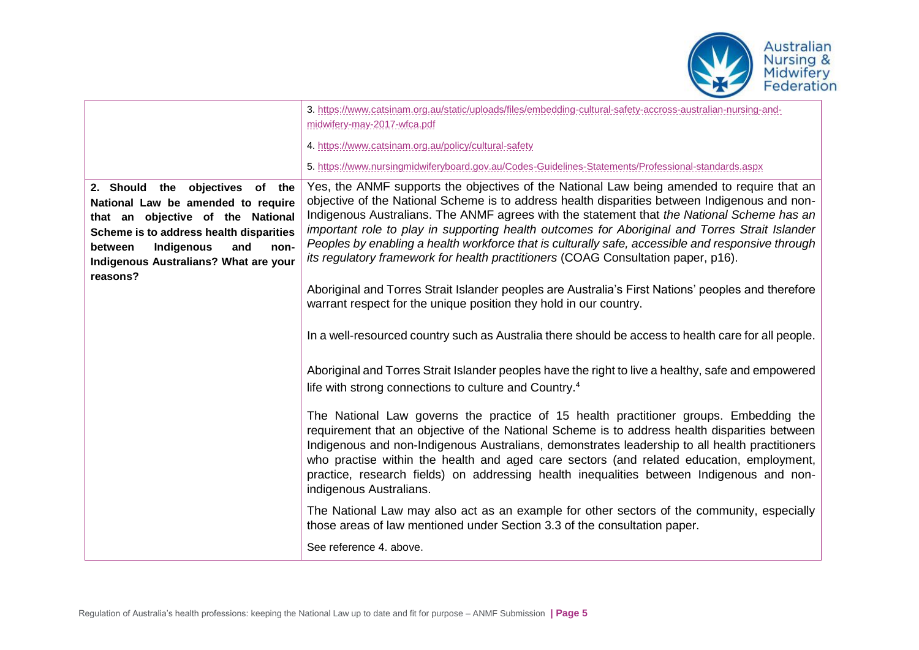| | |
|---|---|
| | 3. https://www.catsinam.org.au/static/uploads/files/embedding-cultural-safety-accross-australian-nursing-and-midwifery-may-2017-wfca.pdf<br><br>4. https://www.catsinam.org.au/policy/cultural-safety<br><br>5. https://www.nursingmidwiferyboard.gov.au/Codes-Guidelines-Statements/Professional-standards.aspx |
| **2. Should the objectives of the National Law be amended to require that an objective of the National Scheme is to address health disparities between Indigenous and non-Indigenous Australians? What are your reasons?** | Yes, the ANMF supports the objectives of the National Law being amended to require that an objective of the National Scheme is to address health disparities between Indigenous and non-Indigenous Australians. The ANMF agrees with the statement that *the National Scheme has an important role to play in supporting health outcomes for Aboriginal and Torres Strait Islander Peoples by enabling a health workforce that is culturally safe, accessible and responsive through its regulatory framework for health practitioners* (COAG Consultation paper, p16).<br><br>Aboriginal and Torres Strait Islander peoples are Australia's First Nations' peoples and therefore warrant respect for the unique position they hold in our country.<br><br>In a well-resourced country such as Australia there should be access to health care for all people.<br><br>Aboriginal and Torres Strait Islander peoples have the right to live a healthy, safe and empowered life with strong connections to culture and Country.[4]<br><br>The National Law governs the practice of 15 health practitioner groups. Embedding the requirement that an objective of the National Scheme is to address health disparities between Indigenous and non-Indigenous Australians, demonstrates leadership to all health practitioners who practise within the health and aged care sectors (and related education, employment, practice, research fields) on addressing health inequalities between Indigenous and non-indigenous Australians.<br><br>The National Law may also act as an example for other sectors of the community, especially those areas of law mentioned under Section 3.3 of the consultation paper.<br><br>See reference 4. above. |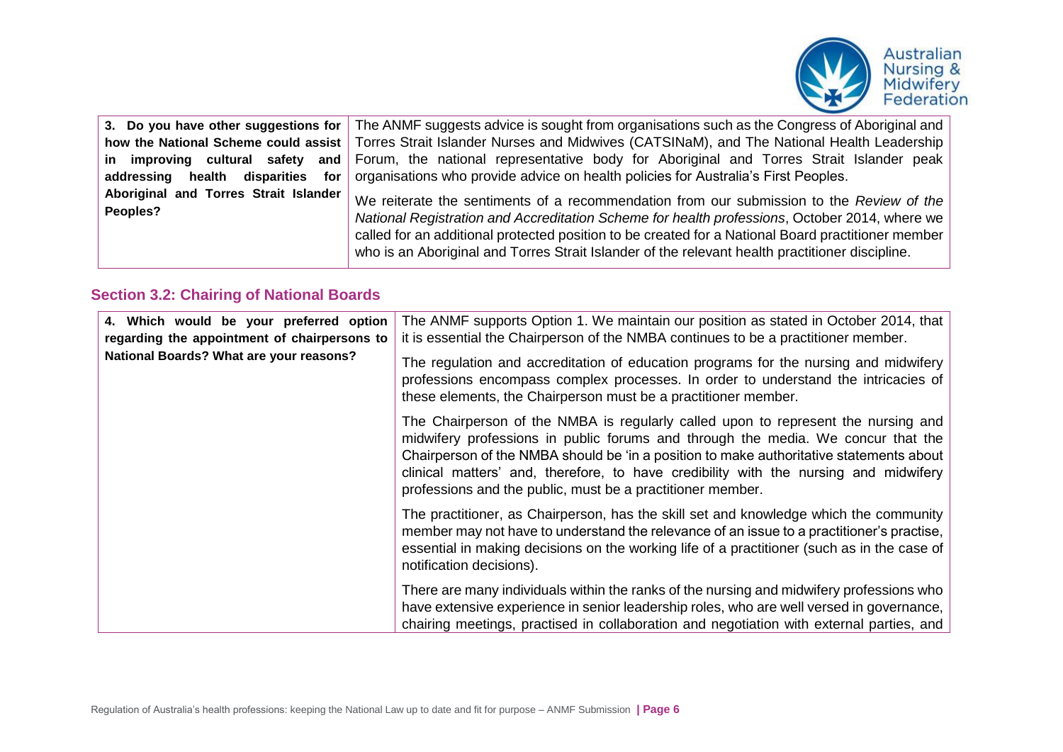| | |
|---|---|
| **3. Do you have other suggestions for how the National Scheme could assist in improving cultural safety and addressing health disparities for Aboriginal and Torres Strait Islander Peoples?** | The ANMF suggests advice is sought from organisations such as the Congress of Aboriginal and Torres Strait Islander Nurses and Midwives (CATSINaM), and The National Health Leadership Forum, the national representative body for Aboriginal and Torres Strait Islander peak organisations who provide advice on health policies for Australia's First Peoples.<br><br>We reiterate the sentiments of a recommendation from our submission to the *Review of the National Registration and Accreditation Scheme for health professions*, October 2014, where we called for an additional protected position to be created for a National Board practitioner member who is an Aboriginal and Torres Strait Islander of the relevant health practitioner discipline. |

### Section 3.2: Chairing of National Boards

| | |
|---|---|
| **4. Which would be your preferred option regarding the appointment of chairpersons to National Boards? What are your reasons?** | The ANMF supports Option 1. We maintain our position as stated in October 2014, that it is essential the Chairperson of the NMBA continues to be a practitioner member.<br><br>The regulation and accreditation of education programs for the nursing and midwifery professions encompass complex processes. In order to understand the intricacies of these elements, the Chairperson must be a practitioner member.<br><br>The Chairperson of the NMBA is regularly called upon to represent the nursing and midwifery professions in public forums and through the media. We concur that the Chairperson of the NMBA should be 'in a position to make authoritative statements about clinical matters' and, therefore, to have credibility with the nursing and midwifery professions and the public, must be a practitioner member.<br><br>The practitioner, as Chairperson, has the skill set and knowledge which the community member may not have to understand the relevance of an issue to a practitioner's practise, essential in making decisions on the working life of a practitioner (such as in the case of notification decisions).<br><br>There are many individuals within the ranks of the nursing and midwifery professions who have extensive experience in senior leadership roles, who are well versed in governance, chairing meetings, practised in collaboration and negotiation with external parties, and |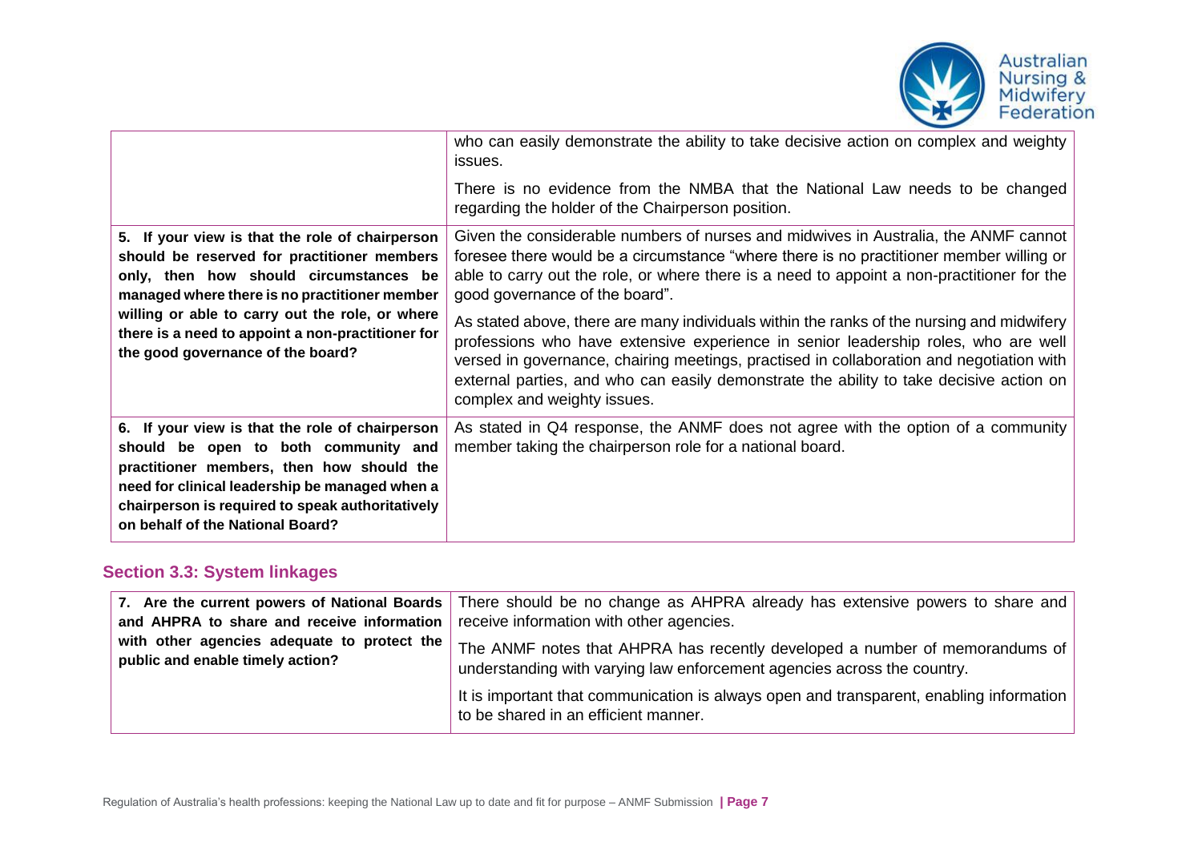| | |
|---|---|
| | who can easily demonstrate the ability to take decisive action on complex and weighty issues.<br><br>There is no evidence from the NMBA that the National Law needs to be changed regarding the holder of the Chairperson position. |
| **5. If your view is that the role of chairperson should be reserved for practitioner members only, then how should circumstances be managed where there is no practitioner member willing or able to carry out the role, or where there is a need to appoint a non-practitioner for the good governance of the board?** | Given the considerable numbers of nurses and midwives in Australia, the ANMF cannot foresee there would be a circumstance "where there is no practitioner member willing or able to carry out the role, or where there is a need to appoint a non-practitioner for the good governance of the board".<br><br>As stated above, there are many individuals within the ranks of the nursing and midwifery professions who have extensive experience in senior leadership roles, who are well versed in governance, chairing meetings, practised in collaboration and negotiation with external parties, and who can easily demonstrate the ability to take decisive action on complex and weighty issues. |
| **6. If your view is that the role of chairperson should be open to both community and practitioner members, then how should the need for clinical leadership be managed when a chairperson is required to speak authoritatively on behalf of the National Board?** | As stated in Q4 response, the ANMF does not agree with the option of a community member taking the chairperson role for a national board. |

## Section 3.3: System linkages

| | |
|---|---|
| **7. Are the current powers of National Boards and AHPRA to share and receive information with other agencies adequate to protect the public and enable timely action?** | There should be no change as AHPRA already has extensive powers to share and receive information with other agencies.<br><br>The ANMF notes that AHPRA has recently developed a number of memorandums of understanding with varying law enforcement agencies across the country.<br><br>It is important that communication is always open and transparent, enabling information to be shared in an efficient manner. |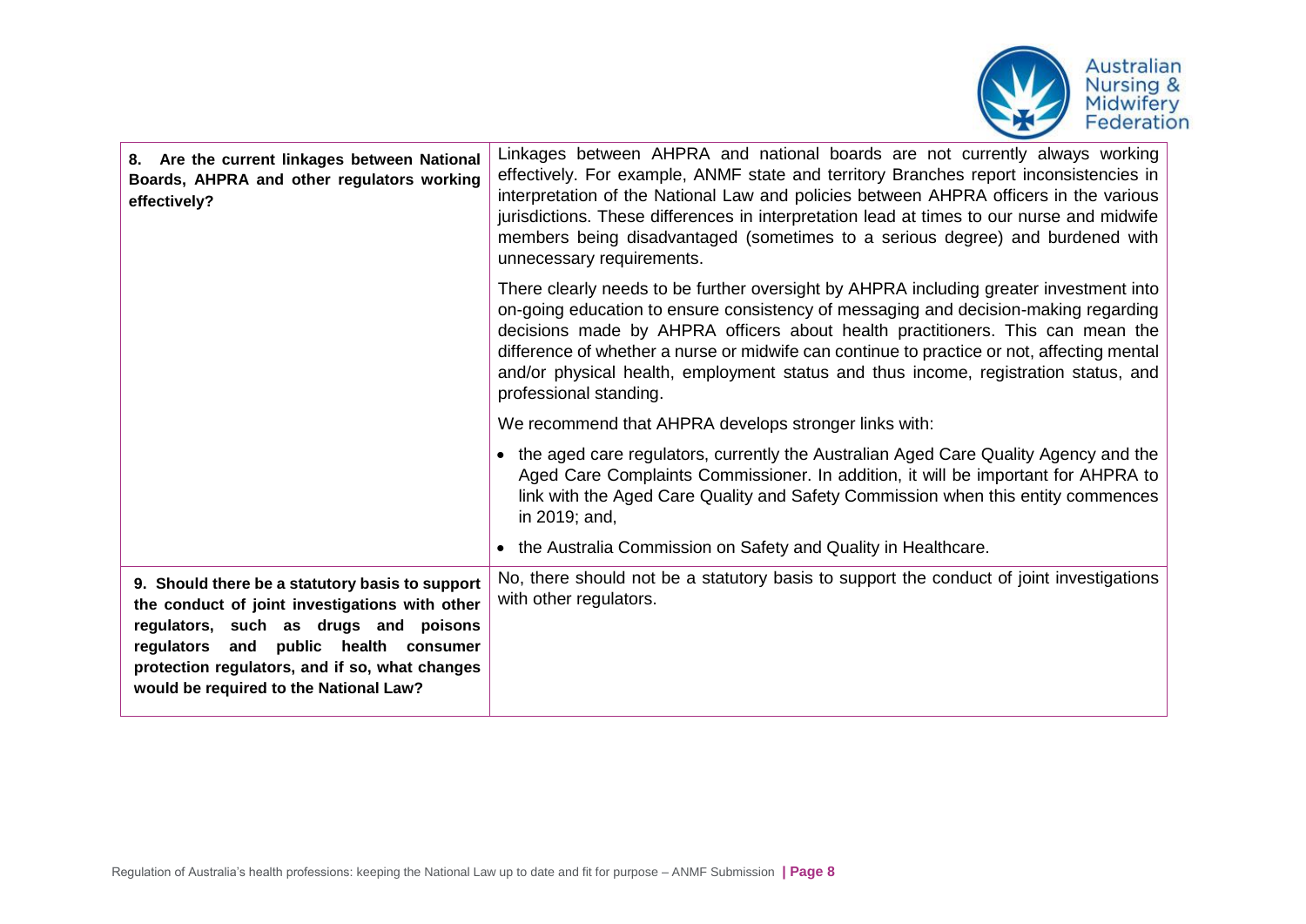| | |
|---|---|
| **8. Are the current linkages between National Boards, AHPRA and other regulators working effectively?** | Linkages between AHPRA and national boards are not currently always working effectively. For example, ANMF state and territory Branches report inconsistencies in interpretation of the National Law and policies between AHPRA officers in the various jurisdictions. These differences in interpretation lead at times to our nurse and midwife members being disadvantaged (sometimes to a serious degree) and burdened with unnecessary requirements.<br><br>There clearly needs to be further oversight by AHPRA including greater investment into on-going education to ensure consistency of messaging and decision-making regarding decisions made by AHPRA officers about health practitioners. This can mean the difference of whether a nurse or midwife can continue to practice or not, affecting mental and/or physical health, employment status and thus income, registration status, and professional standing.<br><br>We recommend that AHPRA develops stronger links with:<br><br>• the aged care regulators, currently the Australian Aged Care Quality Agency and the Aged Care Complaints Commissioner. In addition, it will be important for AHPRA to link with the Aged Care Quality and Safety Commission when this entity commences in 2019; and,<br><br>• the Australia Commission on Safety and Quality in Healthcare. |
| **9. Should there be a statutory basis to support the conduct of joint investigations with other regulators, such as drugs and poisons regulators and public health consumer protection regulators, and if so, what changes would be required to the National Law?** | No, there should not be a statutory basis to support the conduct of joint investigations with other regulators. |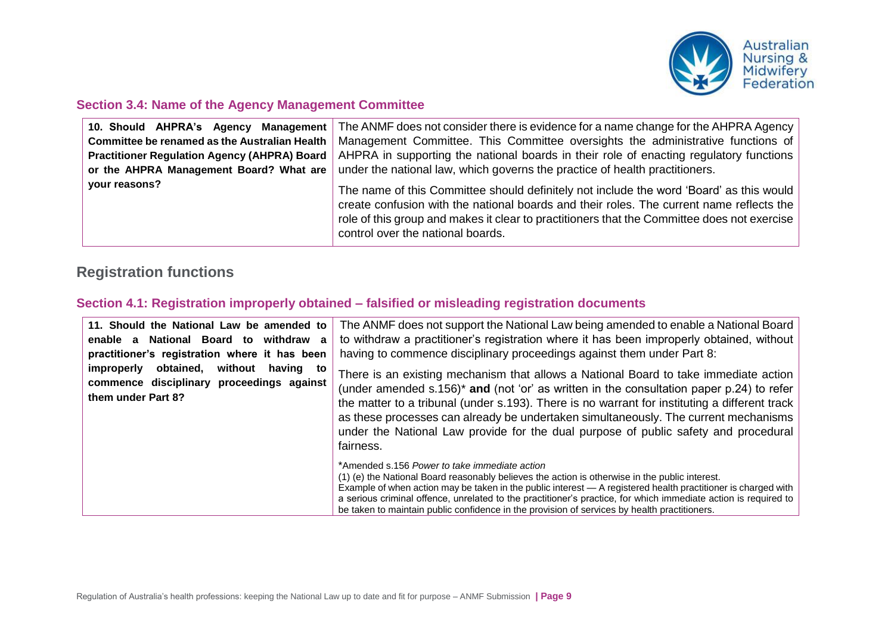### Section 3.4: Name of the Agency Management Committee

| | |
|---|---|
| **10. Should AHPRA's Agency Management Committee be renamed as the Australian Health Practitioner Regulation Agency (AHPRA) Board or the AHPRA Management Board? What are your reasons?** | The ANMF does not consider there is evidence for a name change for the AHPRA Agency Management Committee. This Committee oversights the administrative functions of AHPRA in supporting the national boards in their role of enacting regulatory functions under the national law, which governs the practice of health practitioners.<br><br>The name of this Committee should definitely not include the word 'Board' as this would create confusion with the national boards and their roles. The current name reflects the role of this group and makes it clear to practitioners that the Committee does not exercise control over the national boards. |

## Registration functions

### Section 4.1: Registration improperly obtained – falsified or misleading registration documents

| | |
|---|---|
| **11. Should the National Law be amended to enable a National Board to withdraw a practitioner's registration where it has been improperly obtained, without having to commence disciplinary proceedings against them under Part 8?** | The ANMF does not support the National Law being amended to enable a National Board to withdraw a practitioner's registration where it has been improperly obtained, without having to commence disciplinary proceedings against them under Part 8:<br><br>There is an existing mechanism that allows a National Board to take immediate action (under amended s.156)* **and** (not 'or' as written in the consultation paper p.24) to refer the matter to a tribunal (under s.193). There is no warrant for instituting a different track as these processes can already be undertaken simultaneously. The current mechanisms under the National Law provide for the dual purpose of public safety and procedural fairness.<br><br>*Amended s.156 *Power to take immediate action*<br>(1) (e) the National Board reasonably believes the action is otherwise in the public interest.<br>Example of when action may be taken in the public interest — A registered health practitioner is charged with a serious criminal offence, unrelated to the practitioner's practice, for which immediate action is required to be taken to maintain public confidence in the provision of services by health practitioners. |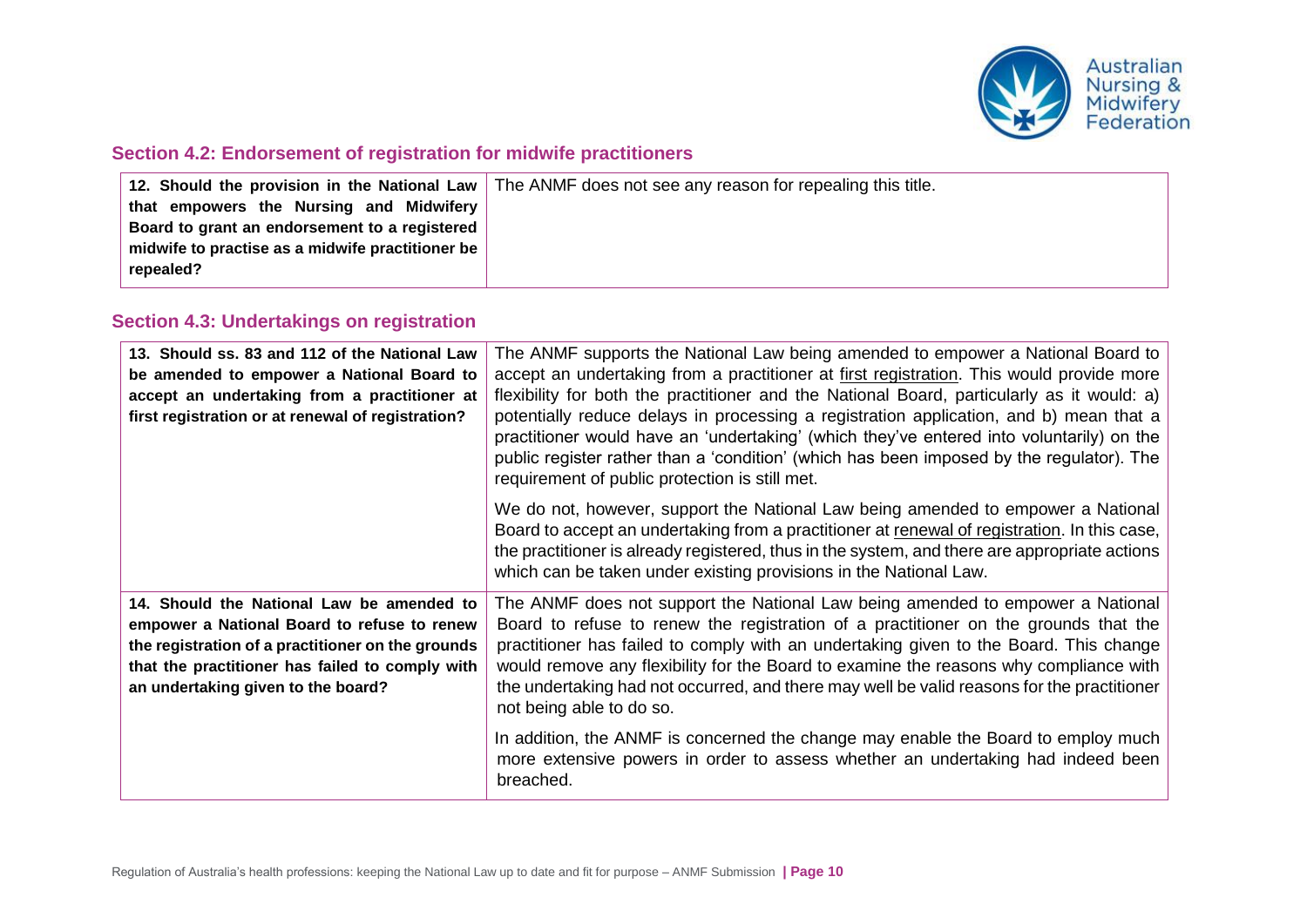### Section 4.2: Endorsement of registration for midwife practitioners

| | |
|---|---|
| **12. Should the provision in the National Law that empowers the Nursing and Midwifery Board to grant an endorsement to a registered midwife to practise as a midwife practitioner be repealed?** | The ANMF does not see any reason for repealing this title. |

### Section 4.3: Undertakings on registration

| | |
|---|---|
| **13. Should ss. 83 and 112 of the National Law be amended to empower a National Board to accept an undertaking from a practitioner at first registration or at renewal of registration?** | The ANMF supports the National Law being amended to empower a National Board to accept an undertaking from a practitioner at first registration. This would provide more flexibility for both the practitioner and the National Board, particularly as it would: a) potentially reduce delays in processing a registration application, and b) mean that a practitioner would have an 'undertaking' (which they've entered into voluntarily) on the public register rather than a 'condition' (which has been imposed by the regulator). The requirement of public protection is still met.<br><br>We do not, however, support the National Law being amended to empower a National Board to accept an undertaking from a practitioner at renewal of registration. In this case, the practitioner is already registered, thus in the system, and there are appropriate actions which can be taken under existing provisions in the National Law. |
| **14. Should the National Law be amended to empower a National Board to refuse to renew the registration of a practitioner on the grounds that the practitioner has failed to comply with an undertaking given to the board?** | The ANMF does not support the National Law being amended to empower a National Board to refuse to renew the registration of a practitioner on the grounds that the practitioner has failed to comply with an undertaking given to the Board. This change would remove any flexibility for the Board to examine the reasons why compliance with the undertaking had not occurred, and there may well be valid reasons for the practitioner not being able to do so.<br><br>In addition, the ANMF is concerned the change may enable the Board to employ much more extensive powers in order to assess whether an undertaking had indeed been breached. |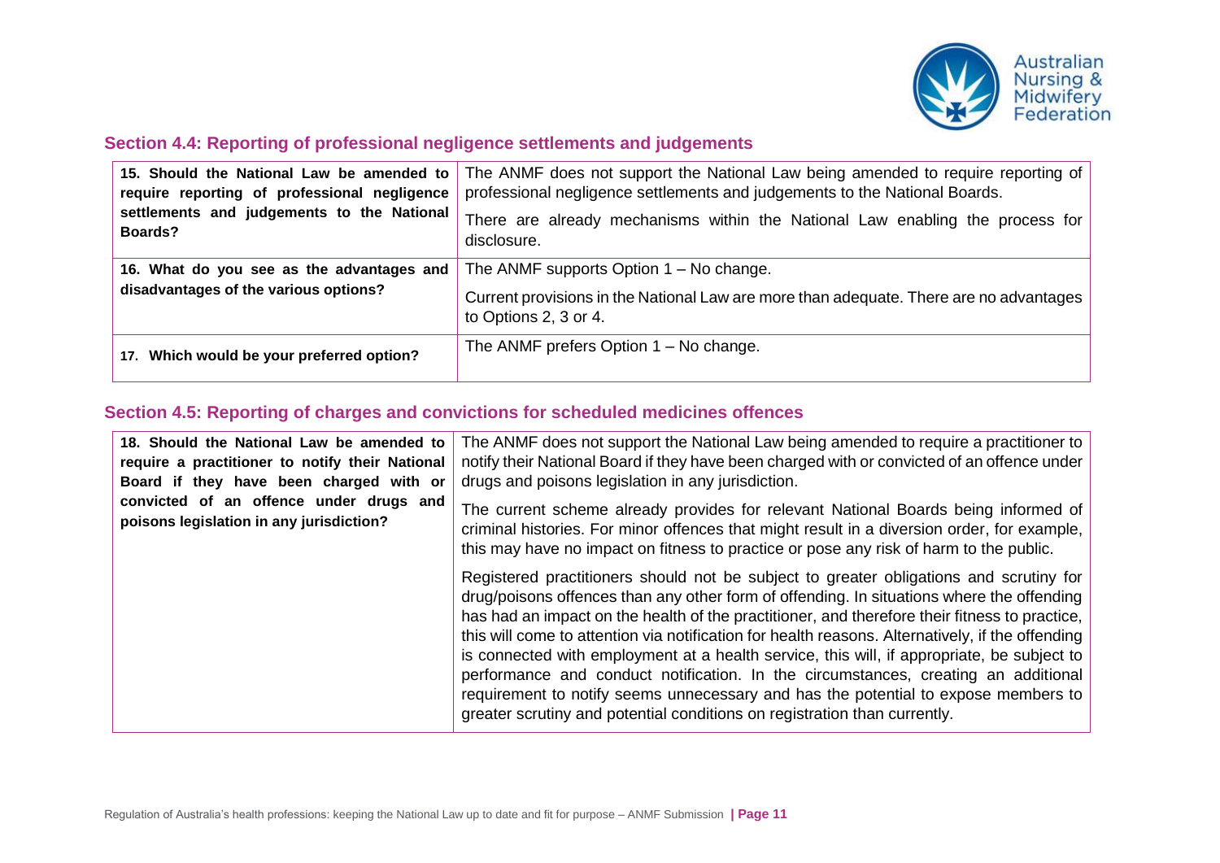## Section 4.4: Reporting of professional negligence settlements and judgements

| | |
|---|---|
| **15. Should the National Law be amended to require reporting of professional negligence settlements and judgements to the National Boards?** | The ANMF does not support the National Law being amended to require reporting of professional negligence settlements and judgements to the National Boards.<br><br>There are already mechanisms within the National Law enabling the process for disclosure. |
| **16. What do you see as the advantages and disadvantages of the various options?** | The ANMF supports Option 1 – No change.<br><br>Current provisions in the National Law are more than adequate. There are no advantages to Options 2, 3 or 4. |
| **17. Which would be your preferred option?** | The ANMF prefers Option 1 – No change. |

## Section 4.5: Reporting of charges and convictions for scheduled medicines offences

| | |
|---|---|
| **18. Should the National Law be amended to require a practitioner to notify their National Board if they have been charged with or convicted of an offence under drugs and poisons legislation in any jurisdiction?** | The ANMF does not support the National Law being amended to require a practitioner to notify their National Board if they have been charged with or convicted of an offence under drugs and poisons legislation in any jurisdiction.<br><br>The current scheme already provides for relevant National Boards being informed of criminal histories. For minor offences that might result in a diversion order, for example, this may have no impact on fitness to practice or pose any risk of harm to the public.<br><br>Registered practitioners should not be subject to greater obligations and scrutiny for drug/poisons offences than any other form of offending. In situations where the offending has had an impact on the health of the practitioner, and therefore their fitness to practice, this will come to attention via notification for health reasons. Alternatively, if the offending is connected with employment at a health service, this will, if appropriate, be subject to performance and conduct notification. In the circumstances, creating an additional requirement to notify seems unnecessary and has the potential to expose members to greater scrutiny and potential conditions on registration than currently. |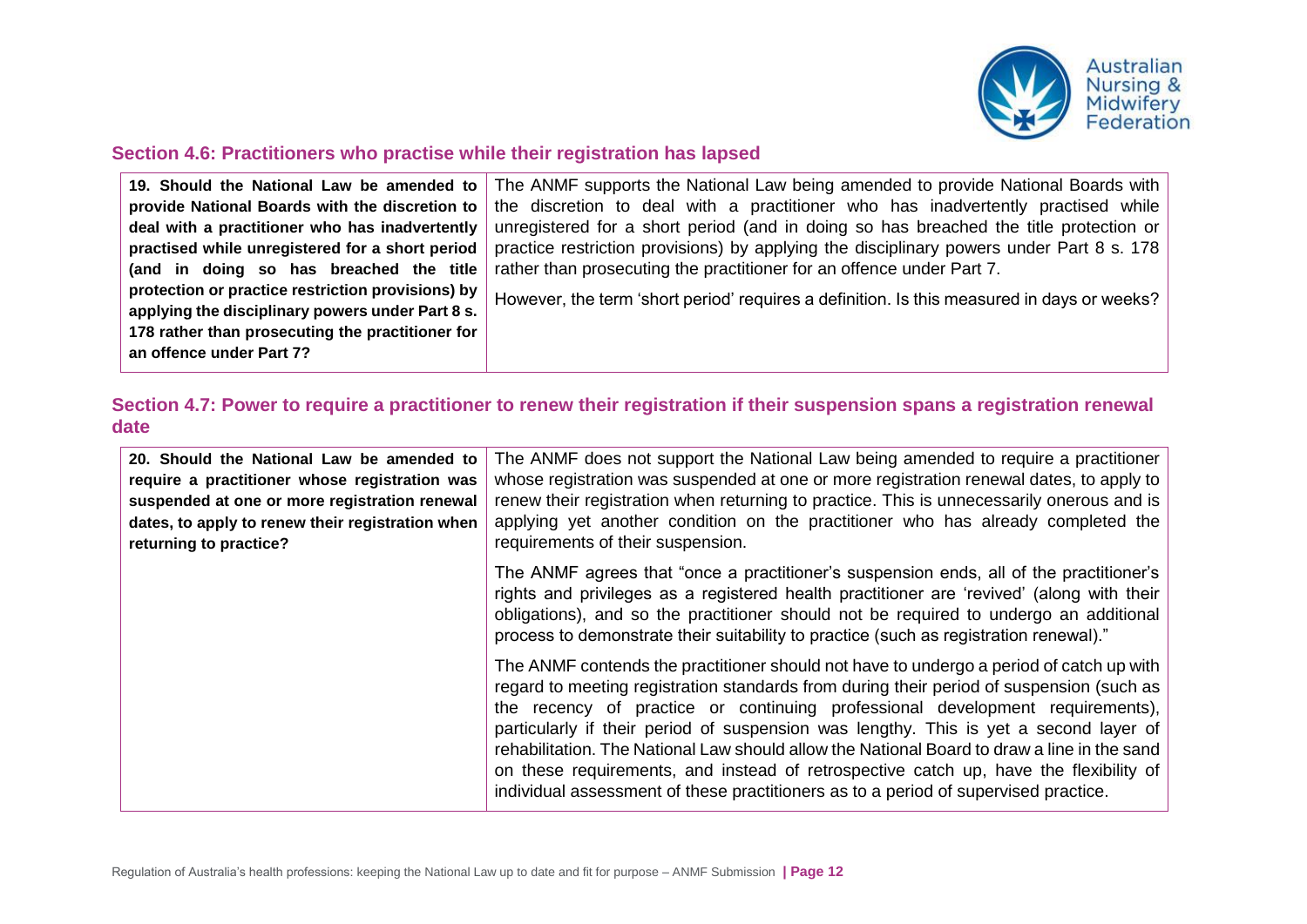## Section 4.6: Practitioners who practise while their registration has lapsed

| | |
|---|---|
| **19. Should the National Law be amended to provide National Boards with the discretion to deal with a practitioner who has inadvertently practised while unregistered for a short period (and in doing so has breached the title protection or practice restriction provisions) by applying the disciplinary powers under Part 8 s. 178 rather than prosecuting the practitioner for an offence under Part 7?** | The ANMF supports the National Law being amended to provide National Boards with the discretion to deal with a practitioner who has inadvertently practised while unregistered for a short period (and in doing so has breached the title protection or practice restriction provisions) by applying the disciplinary powers under Part 8 s. 178 rather than prosecuting the practitioner for an offence under Part 7.<br><br>However, the term 'short period' requires a definition. Is this measured in days or weeks? |

## Section 4.7: Power to require a practitioner to renew their registration if their suspension spans a registration renewal date

| | |
|---|---|
| **20. Should the National Law be amended to require a practitioner whose registration was suspended at one or more registration renewal dates, to apply to renew their registration when returning to practice?** | The ANMF does not support the National Law being amended to require a practitioner whose registration was suspended at one or more registration renewal dates, to apply to renew their registration when returning to practice. This is unnecessarily onerous and is applying yet another condition on the practitioner who has already completed the requirements of their suspension.<br><br>The ANMF agrees that "once a practitioner's suspension ends, all of the practitioner's rights and privileges as a registered health practitioner are 'revived' (along with their obligations), and so the practitioner should not be required to undergo an additional process to demonstrate their suitability to practice (such as registration renewal)."<br><br>The ANMF contends the practitioner should not have to undergo a period of catch up with regard to meeting registration standards from during their period of suspension (such as the recency of practice or continuing professional development requirements), particularly if their period of suspension was lengthy. This is yet a second layer of rehabilitation. The National Law should allow the National Board to draw a line in the sand on these requirements, and instead of retrospective catch up, have the flexibility of individual assessment of these practitioners as to a period of supervised practice. |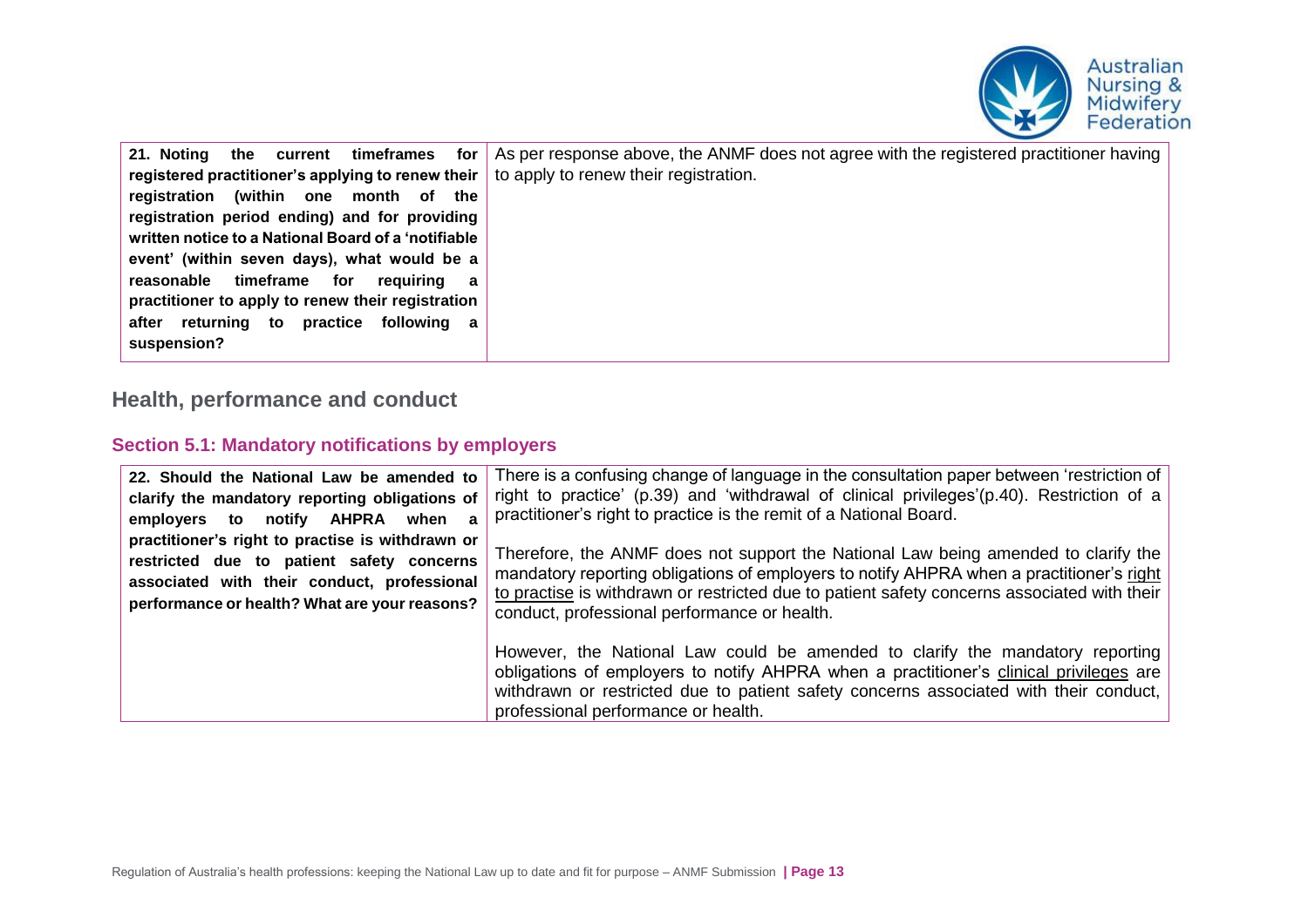| **21. Noting the current timeframes for registered practitioner's applying to renew their registration (within one month of the registration period ending) and for providing written notice to a National Board of a 'notifiable event' (within seven days), what would be a reasonable timeframe for requiring a practitioner to apply to renew their registration after returning to practice following a suspension?** | As per response above, the ANMF does not agree with the registered practitioner having to apply to renew their registration. |
|---|---|

## Health, performance and conduct

### Section 5.1: Mandatory notifications by employers

| **22. Should the National Law be amended to clarify the mandatory reporting obligations of employers to notify AHPRA when a practitioner's right to practise is withdrawn or restricted due to patient safety concerns associated with their conduct, professional performance or health? What are your reasons?** | There is a confusing change of language in the consultation paper between 'restriction of right to practice' (p.39) and 'withdrawal of clinical privileges'(p.40). Restriction of a practitioner's right to practice is the remit of a National Board.<br><br>Therefore, the ANMF does not support the National Law being amended to clarify the mandatory reporting obligations of employers to notify AHPRA when a practitioner's right to practise is withdrawn or restricted due to patient safety concerns associated with their conduct, professional performance or health.<br><br>However, the National Law could be amended to clarify the mandatory reporting obligations of employers to notify AHPRA when a practitioner's clinical privileges are withdrawn or restricted due to patient safety concerns associated with their conduct, professional performance or health. |
|---|---|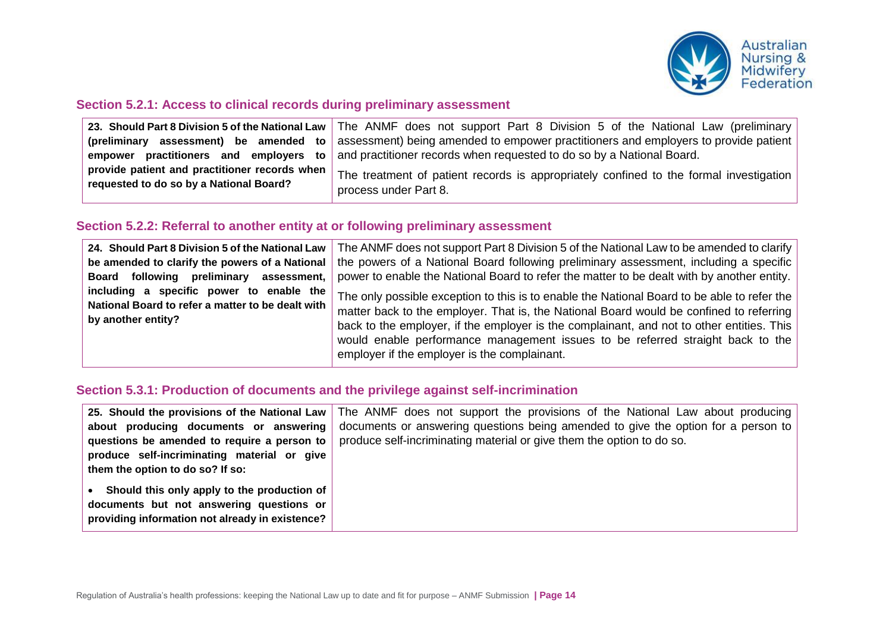## Section 5.2.1: Access to clinical records during preliminary assessment

| | |
|---|---|
| **23. Should Part 8 Division 5 of the National Law (preliminary assessment) be amended to empower practitioners and employers to provide patient and practitioner records when requested to do so by a National Board?** | The ANMF does not support Part 8 Division 5 of the National Law (preliminary assessment) being amended to empower practitioners and employers to provide patient and practitioner records when requested to do so by a National Board.<br><br>The treatment of patient records is appropriately confined to the formal investigation process under Part 8. |

## Section 5.2.2: Referral to another entity at or following preliminary assessment

| | |
|---|---|
| **24. Should Part 8 Division 5 of the National Law be amended to clarify the powers of a National Board following preliminary assessment, including a specific power to enable the National Board to refer a matter to be dealt with by another entity?** | The ANMF does not support Part 8 Division 5 of the National Law to be amended to clarify the powers of a National Board following preliminary assessment, including a specific power to enable the National Board to refer the matter to be dealt with by another entity.<br><br>The only possible exception to this is to enable the National Board to be able to refer the matter back to the employer. That is, the National Board would be confined to referring back to the employer, if the employer is the complainant, and not to other entities. This would enable performance management issues to be referred straight back to the employer if the employer is the complainant. |

## Section 5.3.1: Production of documents and the privilege against self-incrimination

| | |
|---|---|
| **25. Should the provisions of the National Law about producing documents or answering questions be amended to require a person to produce self-incriminating material or give them the option to do so? If so:**<br><br>• **Should this only apply to the production of documents but not answering questions or providing information not already in existence?** | The ANMF does not support the provisions of the National Law about producing documents or answering questions being amended to give the option for a person to produce self-incriminating material or give them the option to do so. |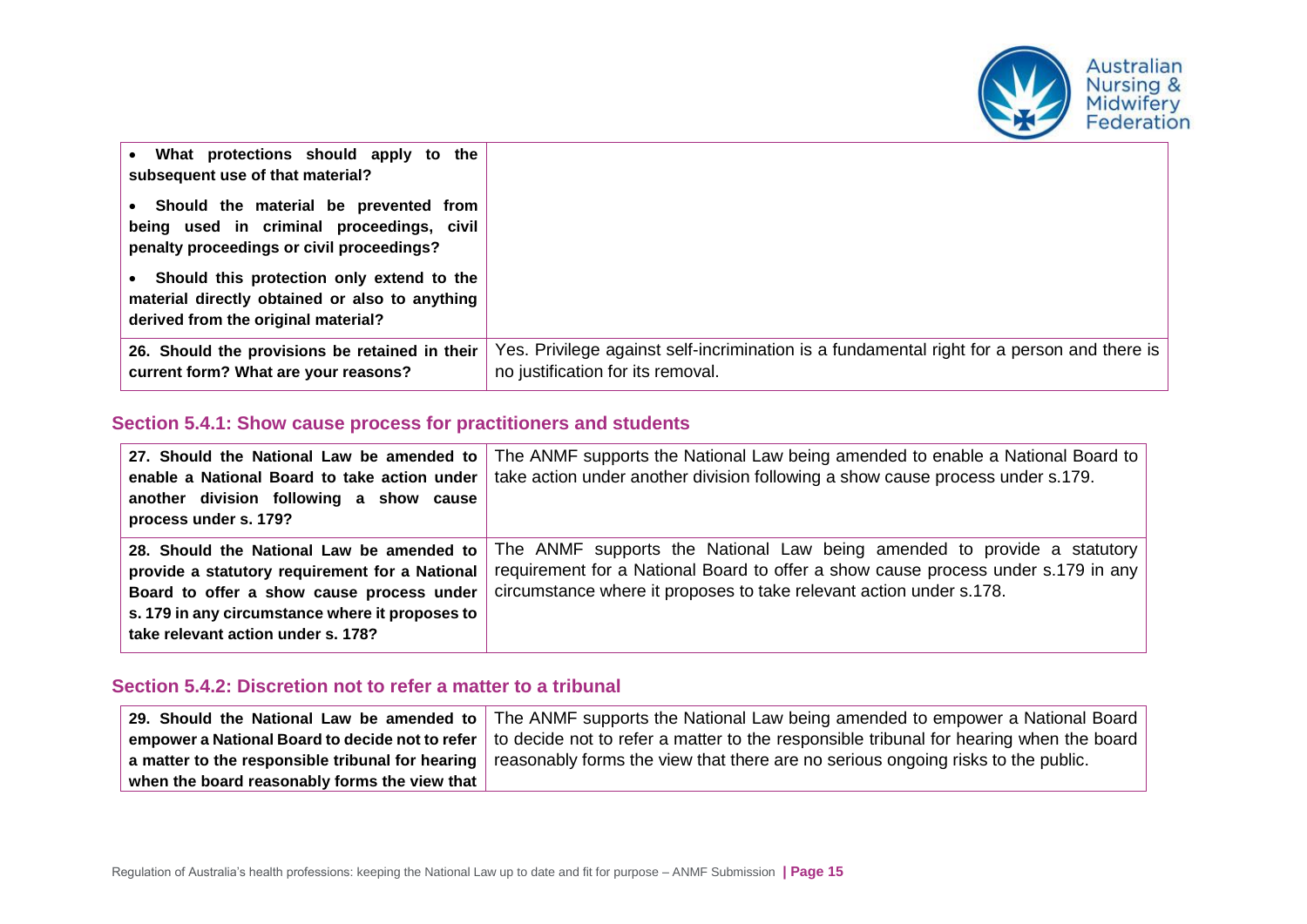| | |
|---|---|
| • **What protections should apply to the subsequent use of that material?** <br><br> • **Should the material be prevented from being used in criminal proceedings, civil penalty proceedings or civil proceedings?** <br><br> • **Should this protection only extend to the material directly obtained or also to anything derived from the original material?** | |
| **26. Should the provisions be retained in their current form? What are your reasons?** | Yes. Privilege against self-incrimination is a fundamental right for a person and there is no justification for its removal. |

### Section 5.4.1: Show cause process for practitioners and students

| | |
|---|---|
| **27. Should the National Law be amended to enable a National Board to take action under another division following a show cause process under s. 179?** | The ANMF supports the National Law being amended to enable a National Board to take action under another division following a show cause process under s.179. |
| **28. Should the National Law be amended to provide a statutory requirement for a National Board to offer a show cause process under s. 179 in any circumstance where it proposes to take relevant action under s. 178?** | The ANMF supports the National Law being amended to provide a statutory requirement for a National Board to offer a show cause process under s.179 in any circumstance where it proposes to take relevant action under s.178. |

### Section 5.4.2: Discretion not to refer a matter to a tribunal

| | |
|---|---|
| **29. Should the National Law be amended to empower a National Board to decide not to refer a matter to the responsible tribunal for hearing when the board reasonably forms the view that** | The ANMF supports the National Law being amended to empower a National Board to decide not to refer a matter to the responsible tribunal for hearing when the board reasonably forms the view that there are no serious ongoing risks to the public. |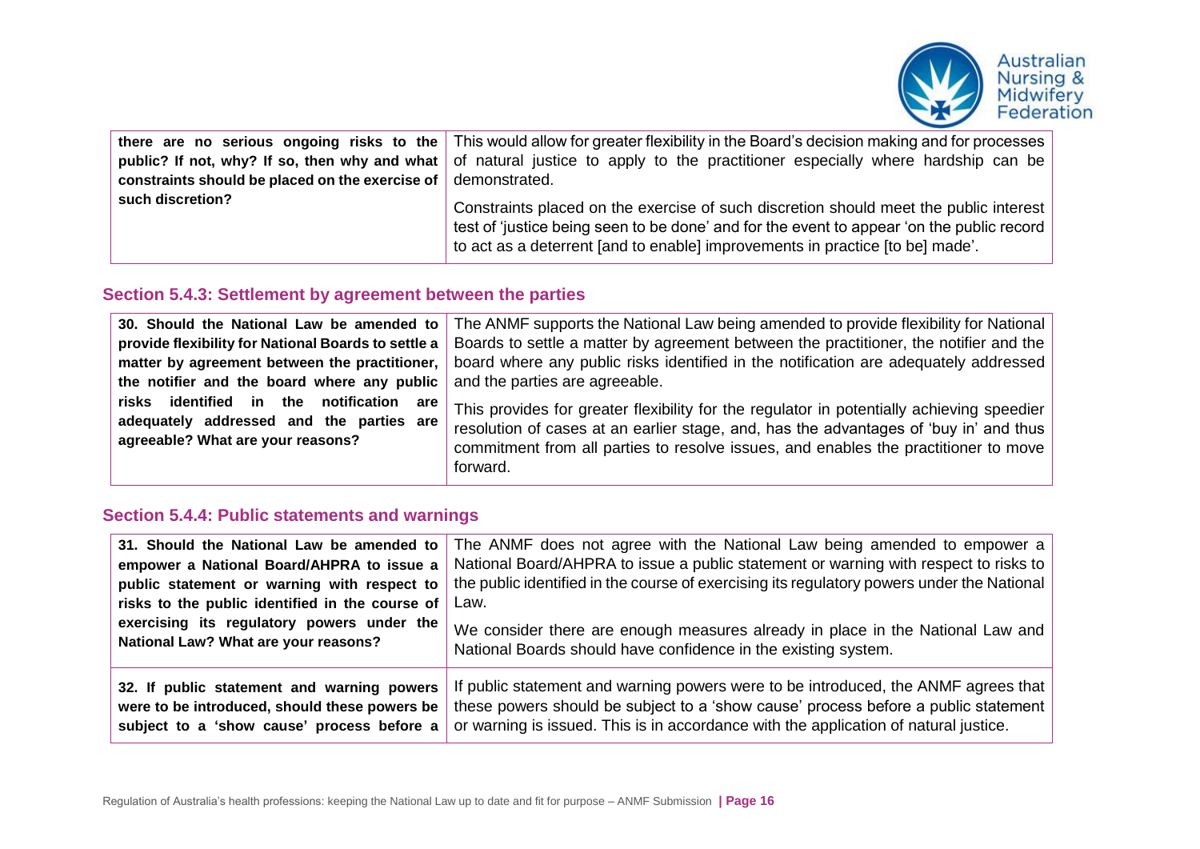| | |
|---|---|
| **there are no serious ongoing risks to the public? If not, why? If so, then why and what constraints should be placed on the exercise of such discretion?** | This would allow for greater flexibility in the Board's decision making and for processes of natural justice to apply to the practitioner especially where hardship can be demonstrated.<br><br>Constraints placed on the exercise of such discretion should meet the public interest test of 'justice being seen to be done' and for the event to appear 'on the public record to act as a deterrent [and to enable] improvements in practice [to be] made'. |

### Section 5.4.3: Settlement by agreement between the parties

| | |
|---|---|
| **30. Should the National Law be amended to provide flexibility for National Boards to settle a matter by agreement between the practitioner, the notifier and the board where any public risks identified in the notification are adequately addressed and the parties are agreeable? What are your reasons?** | The ANMF supports the National Law being amended to provide flexibility for National Boards to settle a matter by agreement between the practitioner, the notifier and the board where any public risks identified in the notification are adequately addressed and the parties are agreeable.<br><br>This provides for greater flexibility for the regulator in potentially achieving speedier resolution of cases at an earlier stage, and, has the advantages of 'buy in' and thus commitment from all parties to resolve issues, and enables the practitioner to move forward. |

### Section 5.4.4: Public statements and warnings

| | |
|---|---|
| **31. Should the National Law be amended to empower a National Board/AHPRA to issue a public statement or warning with respect to risks to the public identified in the course of exercising its regulatory powers under the National Law? What are your reasons?** | The ANMF does not agree with the National Law being amended to empower a National Board/AHPRA to issue a public statement or warning with respect to risks to the public identified in the course of exercising its regulatory powers under the National Law.<br><br>We consider there are enough measures already in place in the National Law and National Boards should have confidence in the existing system. |
| **32. If public statement and warning powers were to be introduced, should these powers be subject to a 'show cause' process before a** | If public statement and warning powers were to be introduced, the ANMF agrees that these powers should be subject to a 'show cause' process before a public statement or warning is issued. This is in accordance with the application of natural justice. |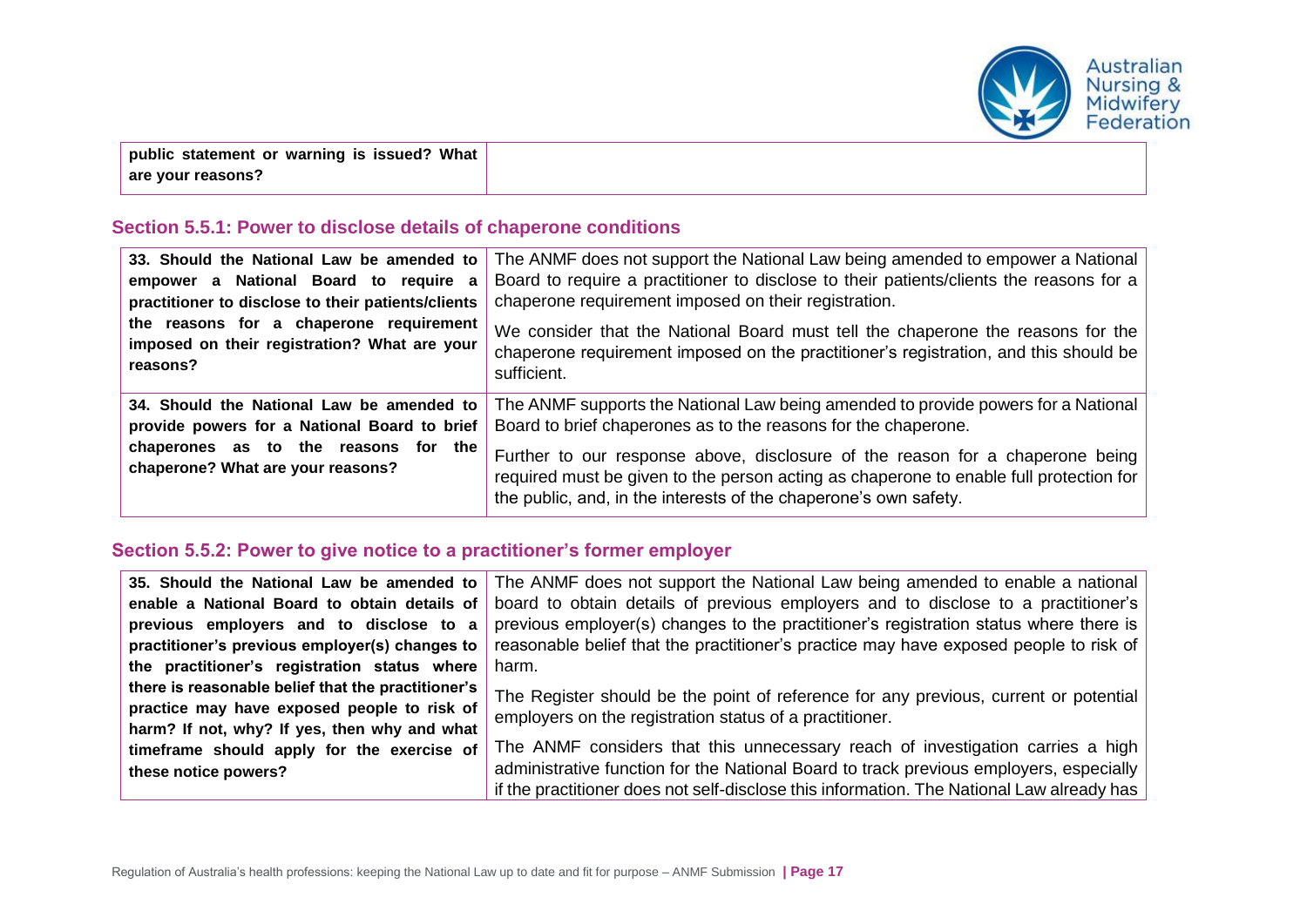| | |
|---|---|
| **public statement or warning is issued? What are your reasons?** | |

### Section 5.5.1: Power to disclose details of chaperone conditions

| | |
|---|---|
| **33. Should the National Law be amended to empower a National Board to require a practitioner to disclose to their patients/clients the reasons for a chaperone requirement imposed on their registration? What are your reasons?** | The ANMF does not support the National Law being amended to empower a National Board to require a practitioner to disclose to their patients/clients the reasons for a chaperone requirement imposed on their registration.<br><br>We consider that the National Board must tell the chaperone the reasons for the chaperone requirement imposed on the practitioner's registration, and this should be sufficient. |
| **34. Should the National Law be amended to provide powers for a National Board to brief chaperones as to the reasons for the chaperone? What are your reasons?** | The ANMF supports the National Law being amended to provide powers for a National Board to brief chaperones as to the reasons for the chaperone.<br><br>Further to our response above, disclosure of the reason for a chaperone being required must be given to the person acting as chaperone to enable full protection for the public, and, in the interests of the chaperone's own safety. |

### Section 5.5.2: Power to give notice to a practitioner's former employer

| | |
|---|---|
| **35. Should the National Law be amended to enable a National Board to obtain details of previous employers and to disclose to a practitioner's previous employer(s) changes to the practitioner's registration status where there is reasonable belief that the practitioner's practice may have exposed people to risk of harm? If not, why? If yes, then why and what timeframe should apply for the exercise of these notice powers?** | The ANMF does not support the National Law being amended to enable a national board to obtain details of previous employers and to disclose to a practitioner's previous employer(s) changes to the practitioner's registration status where there is reasonable belief that the practitioner's practice may have exposed people to risk of harm.<br><br>The Register should be the point of reference for any previous, current or potential employers on the registration status of a practitioner.<br><br>The ANMF considers that this unnecessary reach of investigation carries a high administrative function for the National Board to track previous employers, especially if the practitioner does not self-disclose this information. The National Law already has |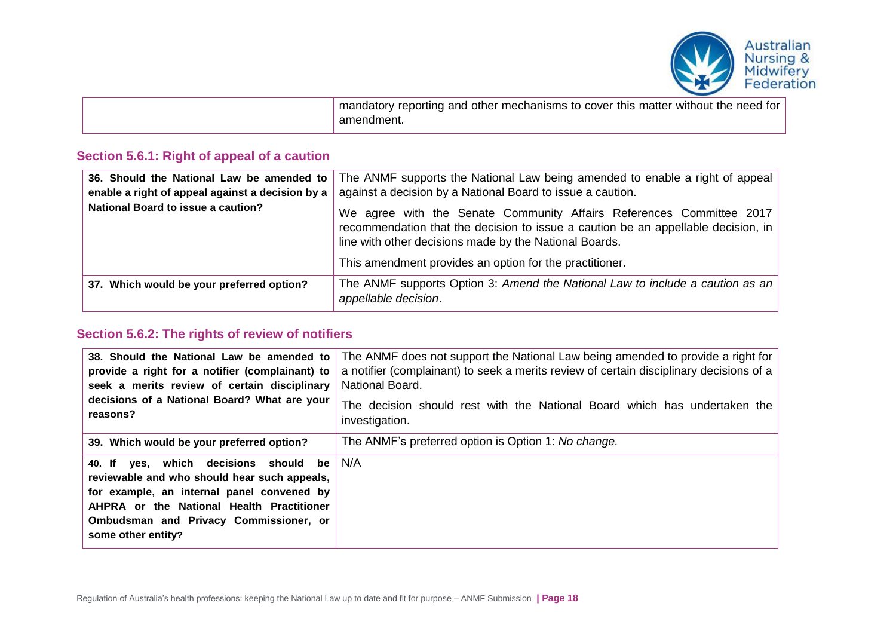| | |
|---|---|
| | mandatory reporting and other mechanisms to cover this matter without the need for amendment. |

### Section 5.6.1: Right of appeal of a caution

| | |
|---|---|
| **36. Should the National Law be amended to enable a right of appeal against a decision by a National Board to issue a caution?** | The ANMF supports the National Law being amended to enable a right of appeal against a decision by a National Board to issue a caution.<br><br>We agree with the Senate Community Affairs References Committee 2017 recommendation that the decision to issue a caution be an appellable decision, in line with other decisions made by the National Boards.<br><br>This amendment provides an option for the practitioner. |
| **37. Which would be your preferred option?** | The ANMF supports Option 3: *Amend the National Law to include a caution as an appellable decision*. |

### Section 5.6.2: The rights of review of notifiers

| | |
|---|---|
| **38. Should the National Law be amended to provide a right for a notifier (complainant) to seek a merits review of certain disciplinary decisions of a National Board? What are your reasons?** | The ANMF does not support the National Law being amended to provide a right for a notifier (complainant) to seek a merits review of certain disciplinary decisions of a National Board.<br><br>The decision should rest with the National Board which has undertaken the investigation. |
| **39. Which would be your preferred option?** | The ANMF's preferred option is Option 1: *No change.* |
| **40. If yes, which decisions should be reviewable and who should hear such appeals, for example, an internal panel convened by AHPRA or the National Health Practitioner Ombudsman and Privacy Commissioner, or some other entity?** | N/A |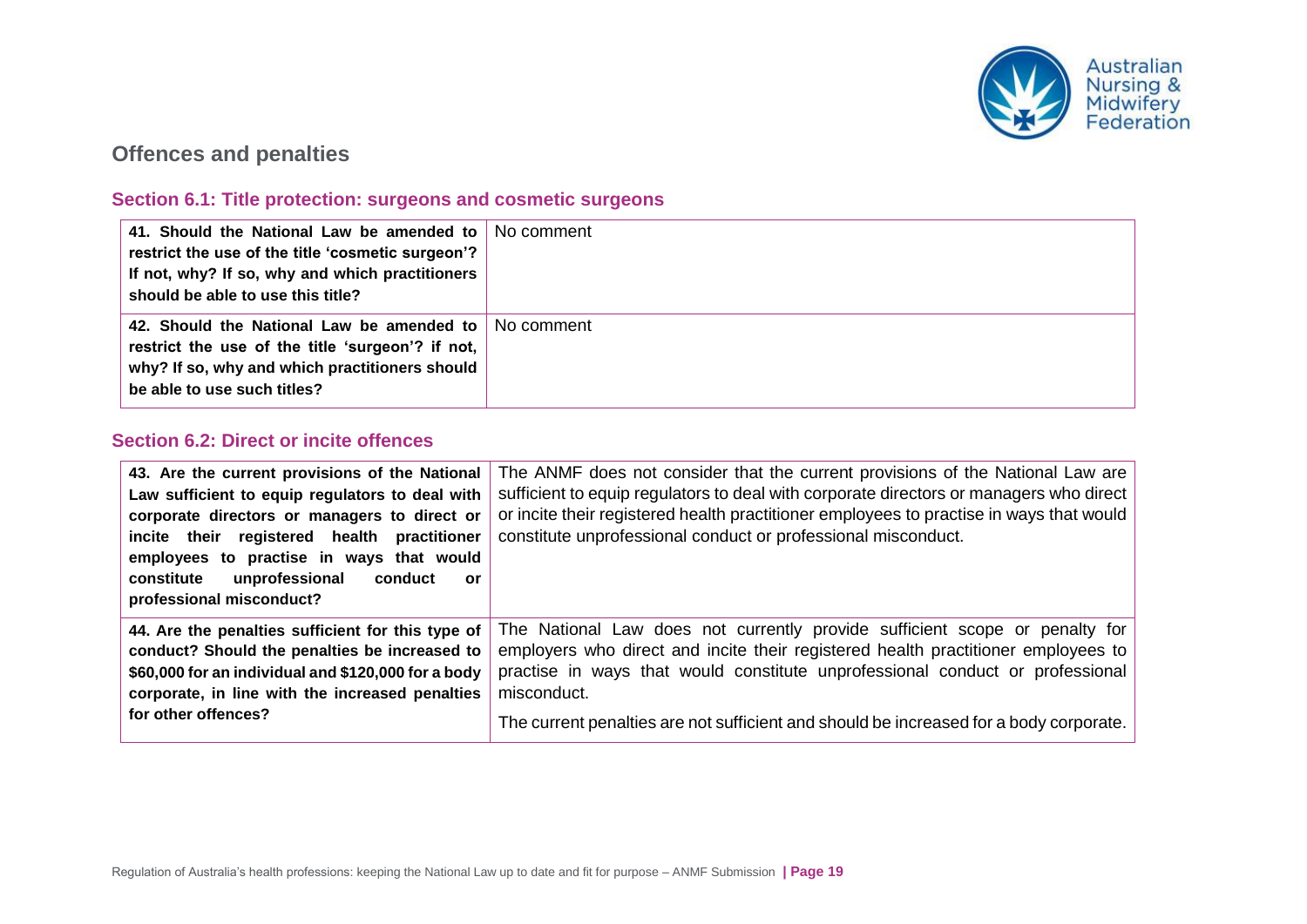## Offences and penalties

### Section 6.1: Title protection: surgeons and cosmetic surgeons

| | |
|---|---|
| **41. Should the National Law be amended to restrict the use of the title 'cosmetic surgeon'? If not, why? If so, why and which practitioners should be able to use this title?** | No comment |
| **42. Should the National Law be amended to restrict the use of the title 'surgeon'? if not, why? If so, why and which practitioners should be able to use such titles?** | No comment |

### Section 6.2: Direct or incite offences

| | |
|---|---|
| **43. Are the current provisions of the National Law sufficient to equip regulators to deal with corporate directors or managers to direct or incite their registered health practitioner employees to practise in ways that would constitute unprofessional conduct or professional misconduct?** | The ANMF does not consider that the current provisions of the National Law are sufficient to equip regulators to deal with corporate directors or managers who direct or incite their registered health practitioner employees to practise in ways that would constitute unprofessional conduct or professional misconduct. |
| **44. Are the penalties sufficient for this type of conduct? Should the penalties be increased to $60,000 for an individual and $120,000 for a body corporate, in line with the increased penalties for other offences?** | The National Law does not currently provide sufficient scope or penalty for employers who direct and incite their registered health practitioner employees to practise in ways that would constitute unprofessional conduct or professional misconduct.<br><br>The current penalties are not sufficient and should be increased for a body corporate. |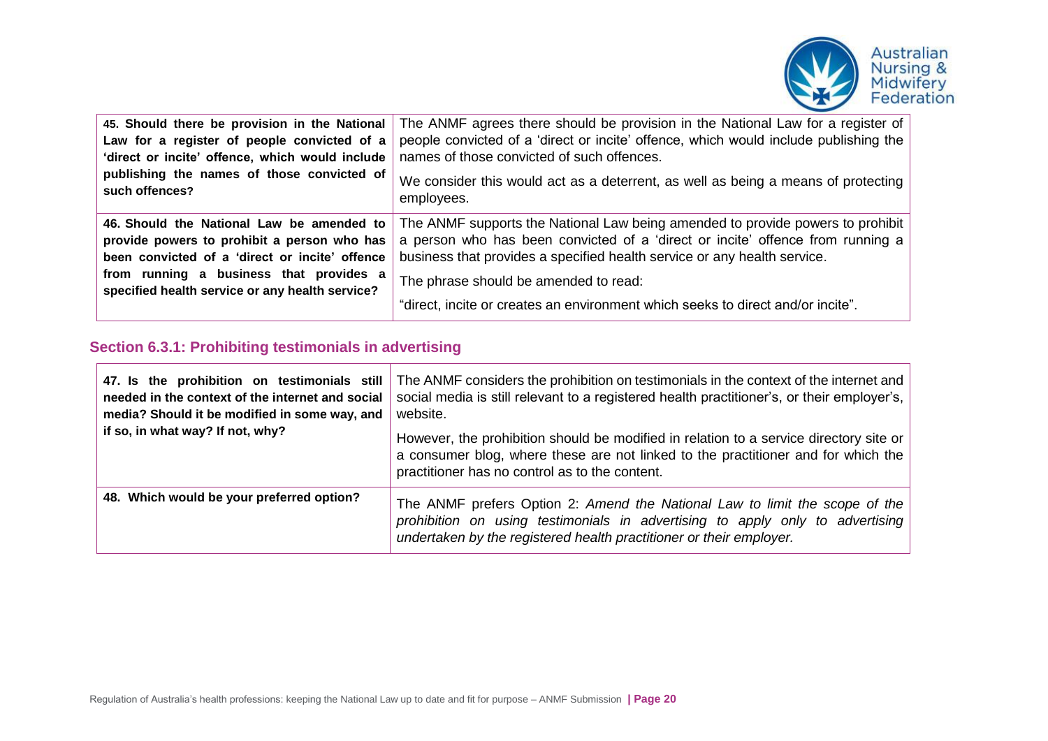| **45. Should there be provision in the National Law for a register of people convicted of a 'direct or incite' offence, which would include publishing the names of those convicted of such offences?** | The ANMF agrees there should be provision in the National Law for a register of people convicted of a 'direct or incite' offence, which would include publishing the names of those convicted of such offences.<br><br>We consider this would act as a deterrent, as well as being a means of protecting employees. |
|---|---|
| **46. Should the National Law be amended to provide powers to prohibit a person who has been convicted of a 'direct or incite' offence from running a business that provides a specified health service or any health service?** | The ANMF supports the National Law being amended to provide powers to prohibit a person who has been convicted of a 'direct or incite' offence from running a business that provides a specified health service or any health service.<br><br>The phrase should be amended to read:<br><br>"direct, incite or creates an environment which seeks to direct and/or incite". |

## Section 6.3.1: Prohibiting testimonials in advertising

| **47. Is the prohibition on testimonials still needed in the context of the internet and social media? Should it be modified in some way, and if so, in what way? If not, why?** | The ANMF considers the prohibition on testimonials in the context of the internet and social media is still relevant to a registered health practitioner's, or their employer's, website.<br><br>However, the prohibition should be modified in relation to a service directory site or a consumer blog, where these are not linked to the practitioner and for which the practitioner has no control as to the content. |
|---|---|
| **48. Which would be your preferred option?** | The ANMF prefers Option 2: *Amend the National Law to limit the scope of the prohibition on using testimonials in advertising to apply only to advertising undertaken by the registered health practitioner or their employer.* |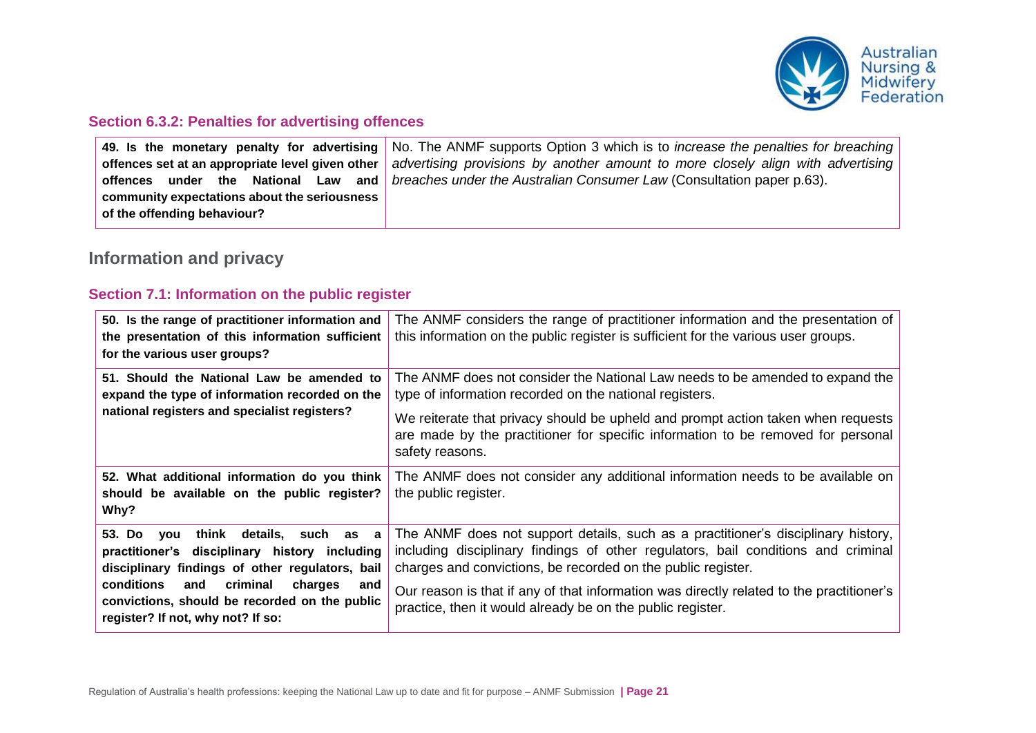### Section 6.3.2: Penalties for advertising offences

| | |
|---|---|
| **49. Is the monetary penalty for advertising offences set at an appropriate level given other offences under the National Law and community expectations about the seriousness of the offending behaviour?** | No. The ANMF supports Option 3 which is to *increase the penalties for breaching advertising provisions by another amount to more closely align with advertising breaches under the Australian Consumer Law* (Consultation paper p.63). |

## Information and privacy

### Section 7.1: Information on the public register

| | |
|---|---|
| **50. Is the range of practitioner information and the presentation of this information sufficient for the various user groups?** | The ANMF considers the range of practitioner information and the presentation of this information on the public register is sufficient for the various user groups. |
| **51. Should the National Law be amended to expand the type of information recorded on the national registers and specialist registers?** | The ANMF does not consider the National Law needs to be amended to expand the type of information recorded on the national registers.<br><br>We reiterate that privacy should be upheld and prompt action taken when requests are made by the practitioner for specific information to be removed for personal safety reasons. |
| **52. What additional information do you think should be available on the public register? Why?** | The ANMF does not consider any additional information needs to be available on the public register. |
| **53. Do you think details, such as a practitioner's disciplinary history including disciplinary findings of other regulators, bail conditions and criminal charges and convictions, should be recorded on the public register? If not, why not? If so:** | The ANMF does not support details, such as a practitioner's disciplinary history, including disciplinary findings of other regulators, bail conditions and criminal charges and convictions, be recorded on the public register.<br><br>Our reason is that if any of that information was directly related to the practitioner's practice, then it would already be on the public register. |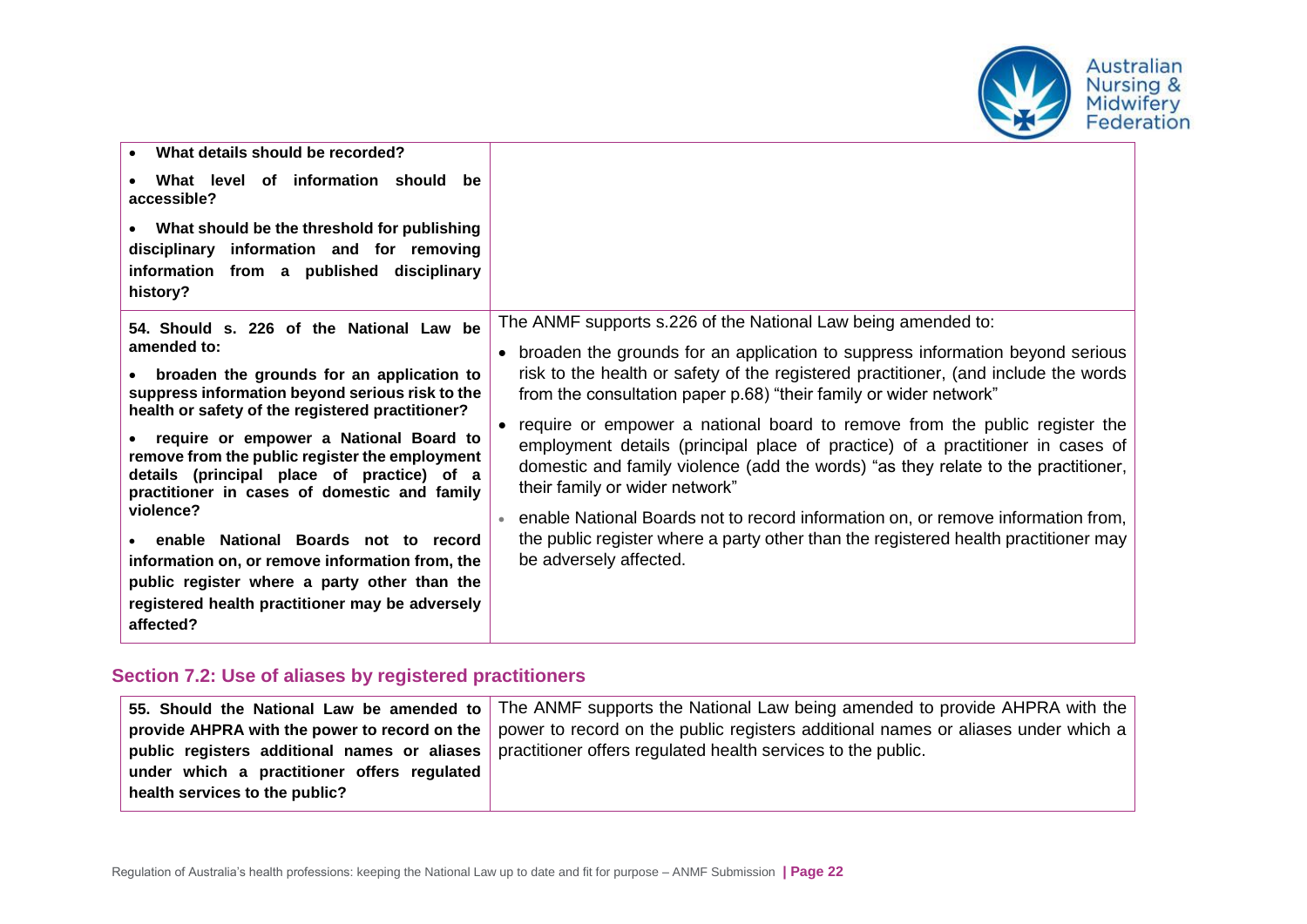| | |
|---|---|
| • **What details should be recorded?**<br>• **What level of information should be accessible?**<br>• **What should be the threshold for publishing disciplinary information and for removing information from a published disciplinary history?** | |
| **54. Should s. 226 of the National Law be amended to:**<br>• **broaden the grounds for an application to suppress information beyond serious risk to the health or safety of the registered practitioner?**<br>• **require or empower a National Board to remove from the public register the employment details (principal place of practice) of a practitioner in cases of domestic and family violence?**<br>• **enable National Boards not to record information on, or remove information from, the public register where a party other than the registered health practitioner may be adversely affected?** | The ANMF supports s.226 of the National Law being amended to:<br>• broaden the grounds for an application to suppress information beyond serious risk to the health or safety of the registered practitioner, (and include the words from the consultation paper p.68) "their family or wider network"<br>• require or empower a national board to remove from the public register the employment details (principal place of practice) of a practitioner in cases of domestic and family violence (add the words) "as they relate to the practitioner, their family or wider network"<br>• enable National Boards not to record information on, or remove information from, the public register where a party other than the registered health practitioner may be adversely affected. |

## Section 7.2: Use of aliases by registered practitioners

| | |
|---|---|
| **55. Should the National Law be amended to provide AHPRA with the power to record on the public registers additional names or aliases under which a practitioner offers regulated health services to the public?** | The ANMF supports the National Law being amended to provide AHPRA with the power to record on the public registers additional names or aliases under which a practitioner offers regulated health services to the public. |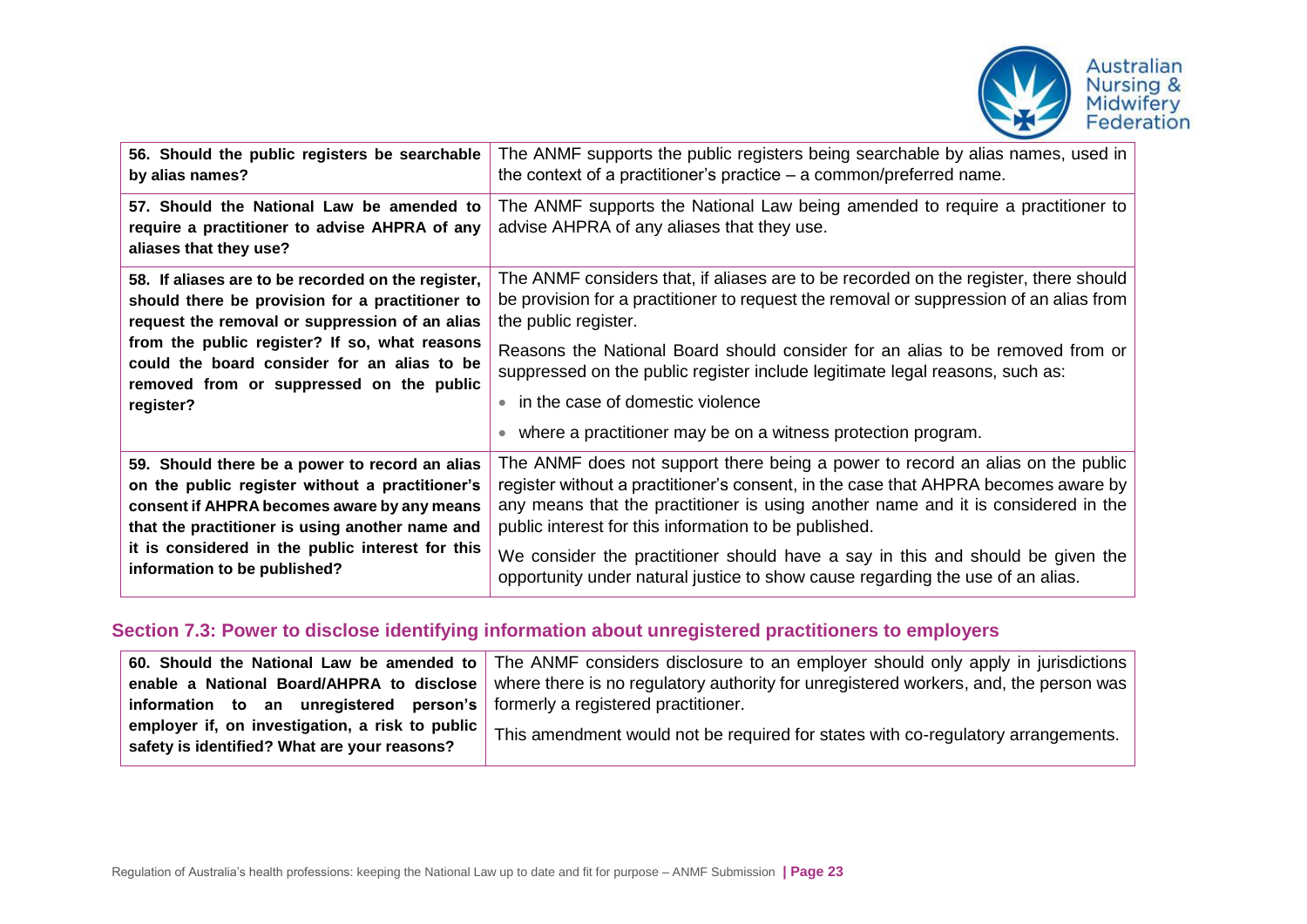| | |
|---|---|
| **56. Should the public registers be searchable by alias names?** | The ANMF supports the public registers being searchable by alias names, used in the context of a practitioner's practice – a common/preferred name. |
| **57. Should the National Law be amended to require a practitioner to advise AHPRA of any aliases that they use?** | The ANMF supports the National Law being amended to require a practitioner to advise AHPRA of any aliases that they use. |
| **58. If aliases are to be recorded on the register, should there be provision for a practitioner to request the removal or suppression of an alias from the public register? If so, what reasons could the board consider for an alias to be removed from or suppressed on the public register?** | The ANMF considers that, if aliases are to be recorded on the register, there should be provision for a practitioner to request the removal or suppression of an alias from the public register.<br><br>Reasons the National Board should consider for an alias to be removed from or suppressed on the public register include legitimate legal reasons, such as:<br><br>• in the case of domestic violence<br><br>• where a practitioner may be on a witness protection program. |
| **59. Should there be a power to record an alias on the public register without a practitioner's consent if AHPRA becomes aware by any means that the practitioner is using another name and it is considered in the public interest for this information to be published?** | The ANMF does not support there being a power to record an alias on the public register without a practitioner's consent, in the case that AHPRA becomes aware by any means that the practitioner is using another name and it is considered in the public interest for this information to be published.<br><br>We consider the practitioner should have a say in this and should be given the opportunity under natural justice to show cause regarding the use of an alias. |

## Section 7.3: Power to disclose identifying information about unregistered practitioners to employers

| | |
|---|---|
| **60. Should the National Law be amended to enable a National Board/AHPRA to disclose information to an unregistered person's employer if, on investigation, a risk to public safety is identified? What are your reasons?** | The ANMF considers disclosure to an employer should only apply in jurisdictions where there is no regulatory authority for unregistered workers, and, the person was formerly a registered practitioner.<br><br>This amendment would not be required for states with co-regulatory arrangements. |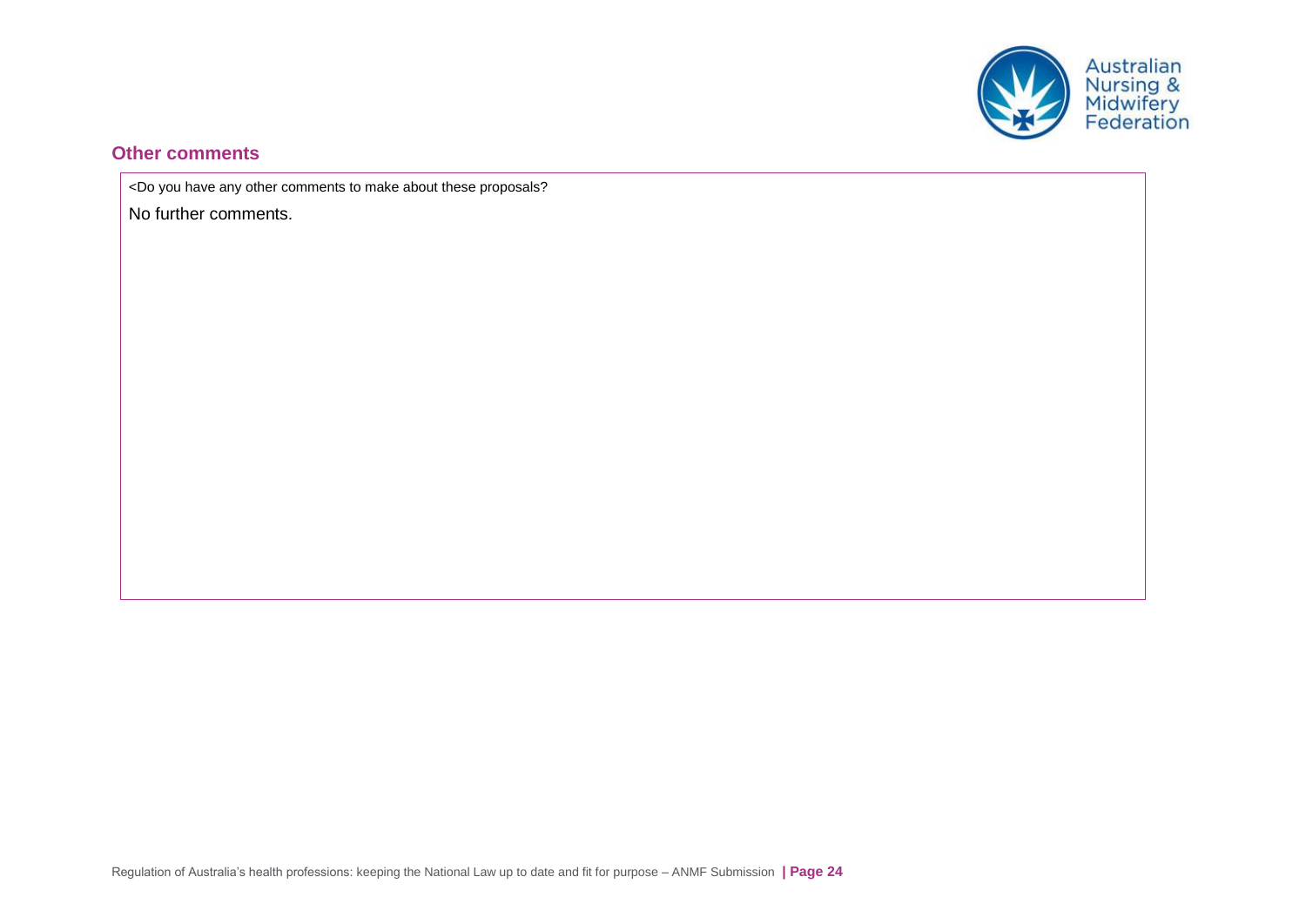## Other comments

<Do you have any other comments to make about these proposals?

No further comments.